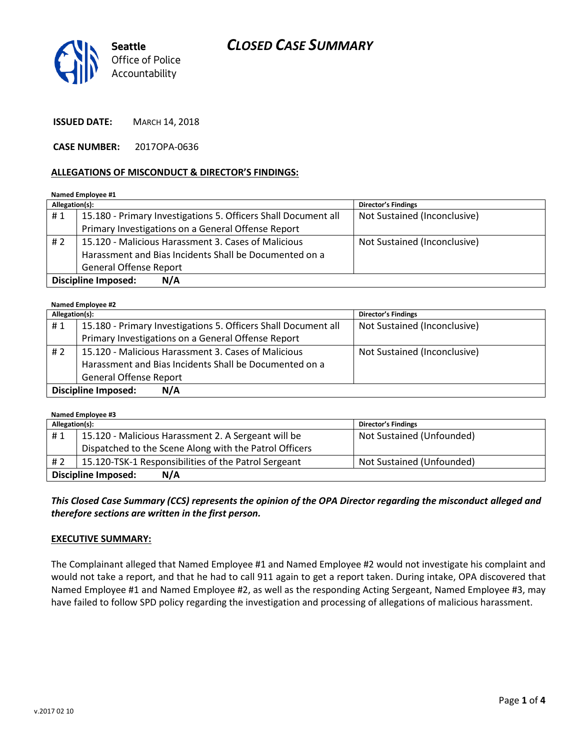Seattle Office of Police Accountability

# CLOSED CASE SUMMARY

**ISSUED DATE:** MARCH 14, 2018

**CASE NUMBER:** 2017OPA-0636

## ALLEGATIONS OF MISCONDUCT & DIRECTOR'S FINDINGS:

**Named Employee #1**

| Allegation(s): | | Director's Findings |
|---|---|---|
| # 1 | 15.180 - Primary Investigations 5. Officers Shall Document all Primary Investigations on a General Offense Report | Not Sustained (Inconclusive) |
| # 2 | 15.120 - Malicious Harassment 3. Cases of Malicious Harassment and Bias Incidents Shall be Documented on a General Offense Report | Not Sustained (Inconclusive) |
| **Discipline Imposed:** | **N/A** | |

**Named Employee #2**

| Allegation(s): | | Director's Findings |
|---|---|---|
| # 1 | 15.180 - Primary Investigations 5. Officers Shall Document all Primary Investigations on a General Offense Report | Not Sustained (Inconclusive) |
| # 2 | 15.120 - Malicious Harassment 3. Cases of Malicious Harassment and Bias Incidents Shall be Documented on a General Offense Report | Not Sustained (Inconclusive) |
| **Discipline Imposed:** | **N/A** | |

**Named Employee #3**

| Allegation(s): | | Director's Findings |
|---|---|---|
| # 1 | 15.120 - Malicious Harassment 2. A Sergeant will be Dispatched to the Scene Along with the Patrol Officers | Not Sustained (Unfounded) |
| # 2 | 15.120-TSK-1 Responsibilities of the Patrol Sergeant | Not Sustained (Unfounded) |
| **Discipline Imposed:** | **N/A** | |

***This Closed Case Summary (CCS) represents the opinion of the OPA Director regarding the misconduct alleged and therefore sections are written in the first person.***

## EXECUTIVE SUMMARY:

The Complainant alleged that Named Employee #1 and Named Employee #2 would not investigate his complaint and would not take a report, and that he had to call 911 again to get a report taken. During intake, OPA discovered that Named Employee #1 and Named Employee #2, as well as the responding Acting Sergeant, Named Employee #3, may have failed to follow SPD policy regarding the investigation and processing of allegations of malicious harassment.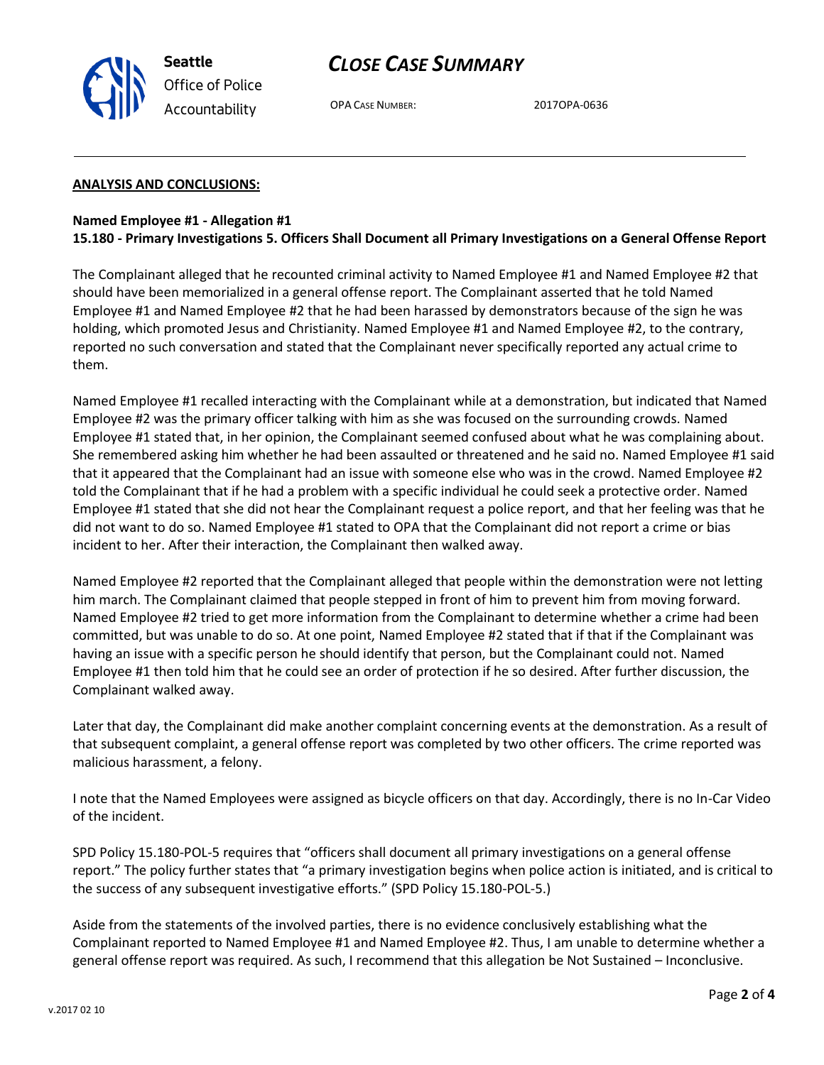**ANALYSIS AND CONCLUSIONS:**

**Named Employee #1 - Allegation #1**
**15.180 - Primary Investigations 5. Officers Shall Document all Primary Investigations on a General Offense Report**

The Complainant alleged that he recounted criminal activity to Named Employee #1 and Named Employee #2 that should have been memorialized in a general offense report. The Complainant asserted that he told Named Employee #1 and Named Employee #2 that he had been harassed by demonstrators because of the sign he was holding, which promoted Jesus and Christianity. Named Employee #1 and Named Employee #2, to the contrary, reported no such conversation and stated that the Complainant never specifically reported any actual crime to them.

Named Employee #1 recalled interacting with the Complainant while at a demonstration, but indicated that Named Employee #2 was the primary officer talking with him as she was focused on the surrounding crowds. Named Employee #1 stated that, in her opinion, the Complainant seemed confused about what he was complaining about. She remembered asking him whether he had been assaulted or threatened and he said no. Named Employee #1 said that it appeared that the Complainant had an issue with someone else who was in the crowd. Named Employee #2 told the Complainant that if he had a problem with a specific individual he could seek a protective order. Named Employee #1 stated that she did not hear the Complainant request a police report, and that her feeling was that he did not want to do so. Named Employee #1 stated to OPA that the Complainant did not report a crime or bias incident to her. After their interaction, the Complainant then walked away.

Named Employee #2 reported that the Complainant alleged that people within the demonstration were not letting him march. The Complainant claimed that people stepped in front of him to prevent him from moving forward. Named Employee #2 tried to get more information from the Complainant to determine whether a crime had been committed, but was unable to do so. At one point, Named Employee #2 stated that if that if the Complainant was having an issue with a specific person he should identify that person, but the Complainant could not. Named Employee #1 then told him that he could see an order of protection if he so desired. After further discussion, the Complainant walked away.

Later that day, the Complainant did make another complaint concerning events at the demonstration. As a result of that subsequent complaint, a general offense report was completed by two other officers. The crime reported was malicious harassment, a felony.

I note that the Named Employees were assigned as bicycle officers on that day. Accordingly, there is no In-Car Video of the incident.

SPD Policy 15.180-POL-5 requires that "officers shall document all primary investigations on a general offense report." The policy further states that "a primary investigation begins when police action is initiated, and is critical to the success of any subsequent investigative efforts." (SPD Policy 15.180-POL-5.)

Aside from the statements of the involved parties, there is no evidence conclusively establishing what the Complainant reported to Named Employee #1 and Named Employee #2. Thus, I am unable to determine whether a general offense report was required. As such, I recommend that this allegation be Not Sustained – Inconclusive.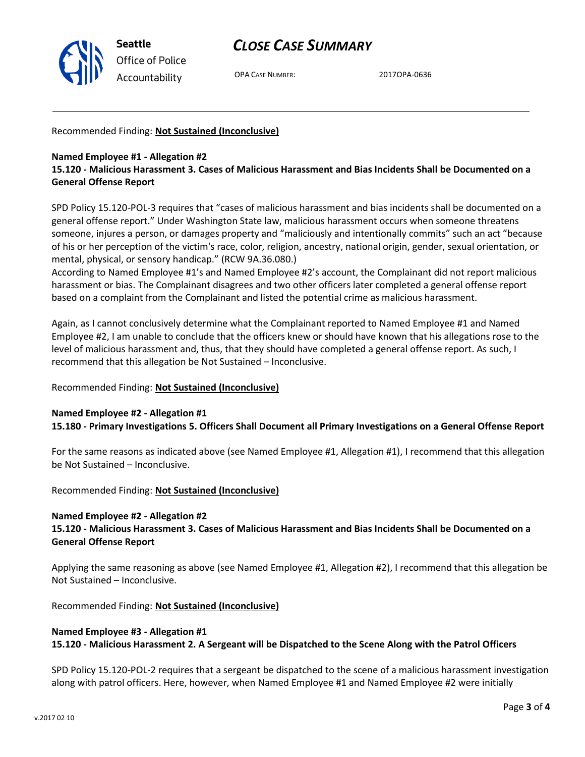Recommended Finding: **Not Sustained (Inconclusive)**

**Named Employee #1 - Allegation #2**
**15.120 - Malicious Harassment 3. Cases of Malicious Harassment and Bias Incidents Shall be Documented on a General Offense Report**

SPD Policy 15.120-POL-3 requires that "cases of malicious harassment and bias incidents shall be documented on a general offense report." Under Washington State law, malicious harassment occurs when someone threatens someone, injures a person, or damages property and "maliciously and intentionally commits" such an act "because of his or her perception of the victim's race, color, religion, ancestry, national origin, gender, sexual orientation, or mental, physical, or sensory handicap." (RCW 9A.36.080.)
According to Named Employee #1's and Named Employee #2's account, the Complainant did not report malicious harassment or bias. The Complainant disagrees and two other officers later completed a general offense report based on a complaint from the Complainant and listed the potential crime as malicious harassment.

Again, as I cannot conclusively determine what the Complainant reported to Named Employee #1 and Named Employee #2, I am unable to conclude that the officers knew or should have known that his allegations rose to the level of malicious harassment and, thus, that they should have completed a general offense report. As such, I recommend that this allegation be Not Sustained – Inconclusive.

Recommended Finding: **Not Sustained (Inconclusive)**

**Named Employee #2 - Allegation #1**
**15.180 - Primary Investigations 5. Officers Shall Document all Primary Investigations on a General Offense Report**

For the same reasons as indicated above (see Named Employee #1, Allegation #1), I recommend that this allegation be Not Sustained – Inconclusive.

Recommended Finding: **Not Sustained (Inconclusive)**

**Named Employee #2 - Allegation #2**
**15.120 - Malicious Harassment 3. Cases of Malicious Harassment and Bias Incidents Shall be Documented on a General Offense Report**

Applying the same reasoning as above (see Named Employee #1, Allegation #2), I recommend that this allegation be Not Sustained – Inconclusive.

Recommended Finding: **Not Sustained (Inconclusive)**

**Named Employee #3 - Allegation #1**
**15.120 - Malicious Harassment 2. A Sergeant will be Dispatched to the Scene Along with the Patrol Officers**

SPD Policy 15.120-POL-2 requires that a sergeant be dispatched to the scene of a malicious harassment investigation along with patrol officers. Here, however, when Named Employee #1 and Named Employee #2 were initially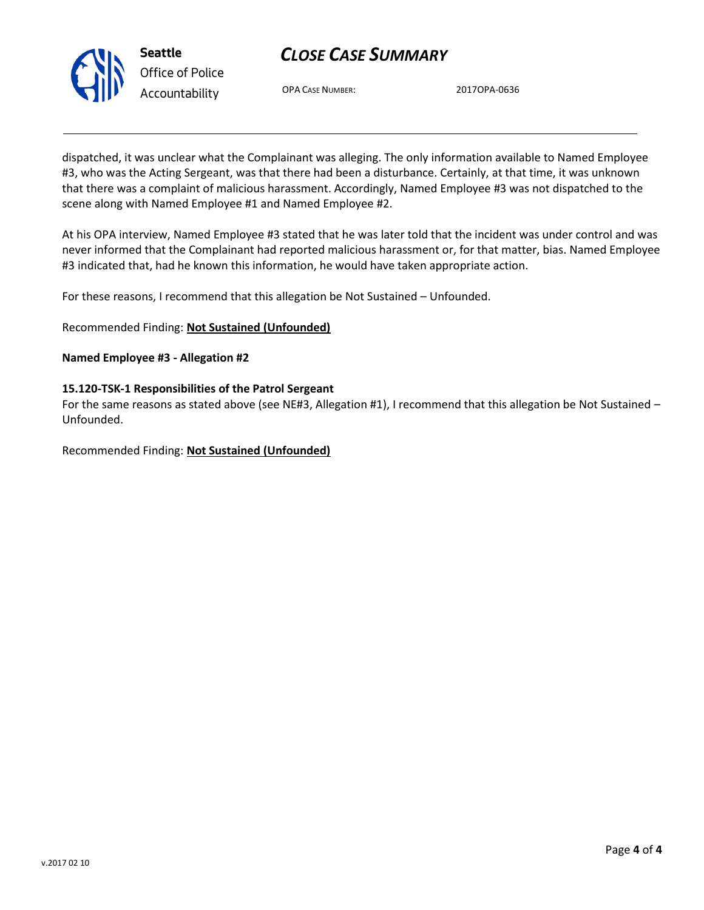dispatched, it was unclear what the Complainant was alleging. The only information available to Named Employee #3, who was the Acting Sergeant, was that there had been a disturbance. Certainly, at that time, it was unknown that there was a complaint of malicious harassment. Accordingly, Named Employee #3 was not dispatched to the scene along with Named Employee #1 and Named Employee #2.

At his OPA interview, Named Employee #3 stated that he was later told that the incident was under control and was never informed that the Complainant had reported malicious harassment or, for that matter, bias. Named Employee #3 indicated that, had he known this information, he would have taken appropriate action.

For these reasons, I recommend that this allegation be Not Sustained – Unfounded.

Recommended Finding: **Not Sustained (Unfounded)**

**Named Employee #3 - Allegation #2**

**15.120-TSK-1 Responsibilities of the Patrol Sergeant**
For the same reasons as stated above (see NE#3, Allegation #1), I recommend that this allegation be Not Sustained – Unfounded.

Recommended Finding: **Not Sustained (Unfounded)**